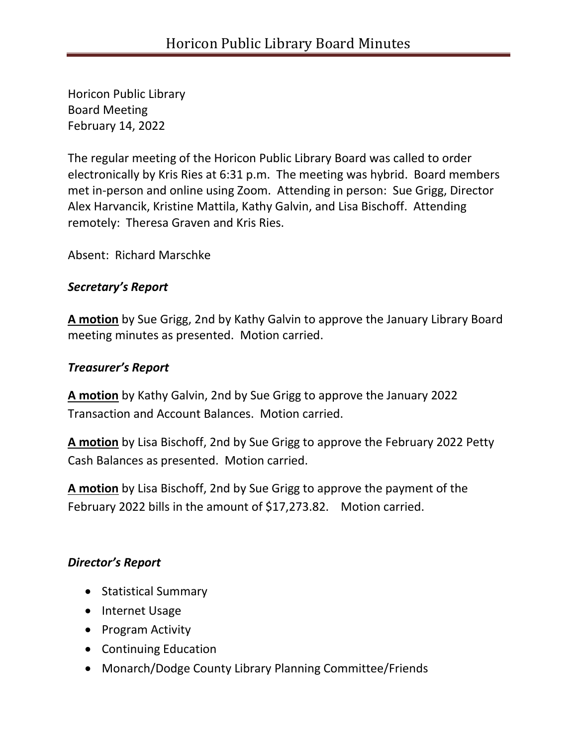# Horicon Public Library Board Minutes

Horicon Public Library
Board Meeting
February 14, 2022

The regular meeting of the Horicon Public Library Board was called to order electronically by Kris Ries at 6:31 p.m. The meeting was hybrid. Board members met in-person and online using Zoom. Attending in person: Sue Grigg, Director Alex Harvancik, Kristine Mattila, Kathy Galvin, and Lisa Bischoff. Attending remotely: Theresa Graven and Kris Ries.

Absent: Richard Marschke

### *Secretary's Report*

**<u>A motion</u>** by Sue Grigg, 2nd by Kathy Galvin to approve the January Library Board meeting minutes as presented. Motion carried.

### *Treasurer's Report*

**<u>A motion</u>** by Kathy Galvin, 2nd by Sue Grigg to approve the January 2022 Transaction and Account Balances. Motion carried.

**<u>A motion</u>** by Lisa Bischoff, 2nd by Sue Grigg to approve the February 2022 Petty Cash Balances as presented. Motion carried.

**<u>A motion</u>** by Lisa Bischoff, 2nd by Sue Grigg to approve the payment of the February 2022 bills in the amount of $17,273.82. Motion carried.

### *Director's Report*

- Statistical Summary
- Internet Usage
- Program Activity
- Continuing Education
- Monarch/Dodge County Library Planning Committee/Friends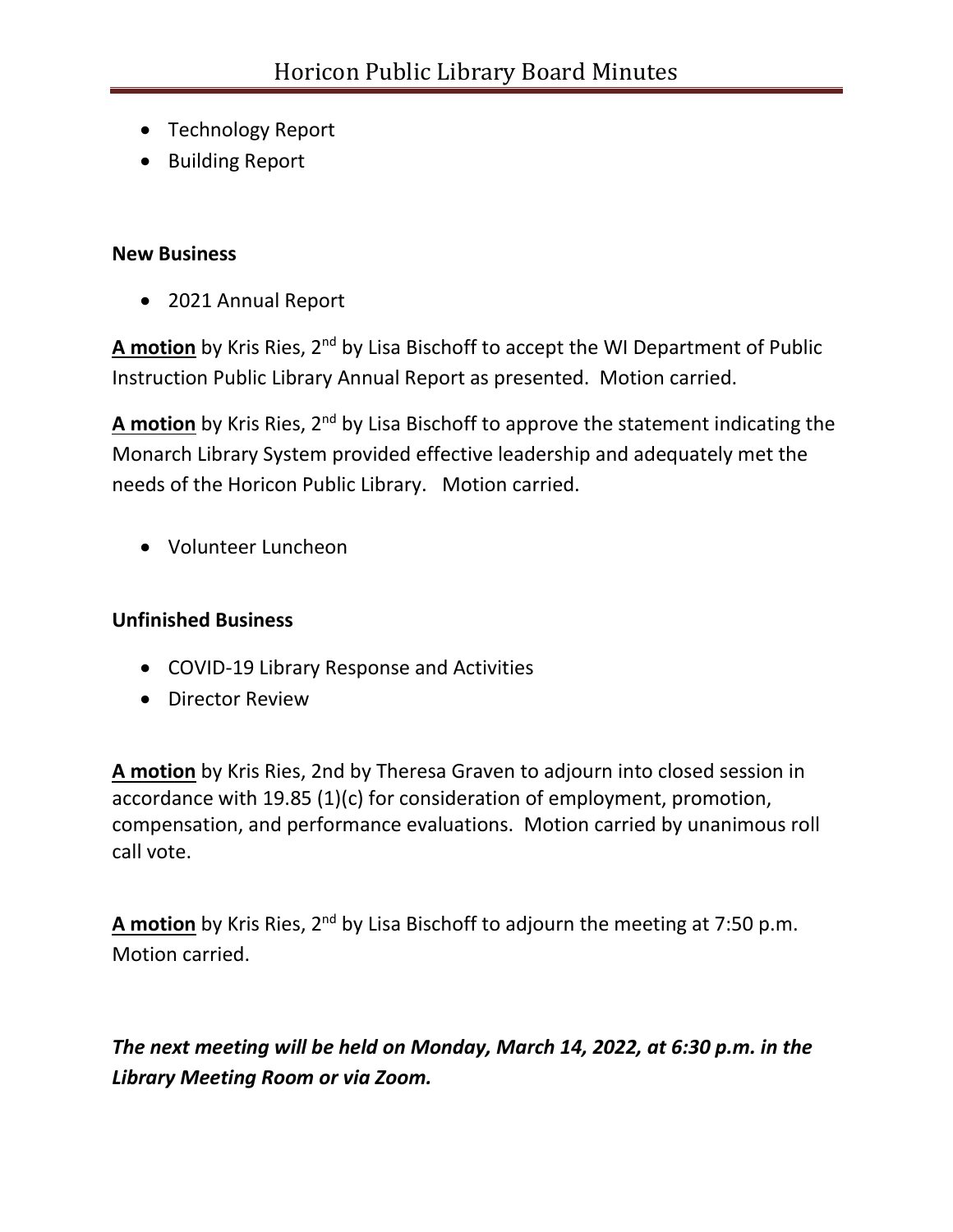- Technology Report
- Building Report

**New Business**

- 2021 Annual Report

**<u>A motion</u>** by Kris Ries, 2nd by Lisa Bischoff to accept the WI Department of Public Instruction Public Library Annual Report as presented. Motion carried.

**<u>A motion</u>** by Kris Ries, 2nd by Lisa Bischoff to approve the statement indicating the Monarch Library System provided effective leadership and adequately met the needs of the Horicon Public Library. Motion carried.

- Volunteer Luncheon

**Unfinished Business**

- COVID-19 Library Response and Activities
- Director Review

**<u>A motion</u>** by Kris Ries, 2nd by Theresa Graven to adjourn into closed session in accordance with 19.85 (1)(c) for consideration of employment, promotion, compensation, and performance evaluations. Motion carried by unanimous roll call vote.

**<u>A motion</u>** by Kris Ries, 2nd by Lisa Bischoff to adjourn the meeting at 7:50 p.m. Motion carried.

***The next meeting will be held on Monday, March 14, 2022, at 6:30 p.m. in the Library Meeting Room or via Zoom.***